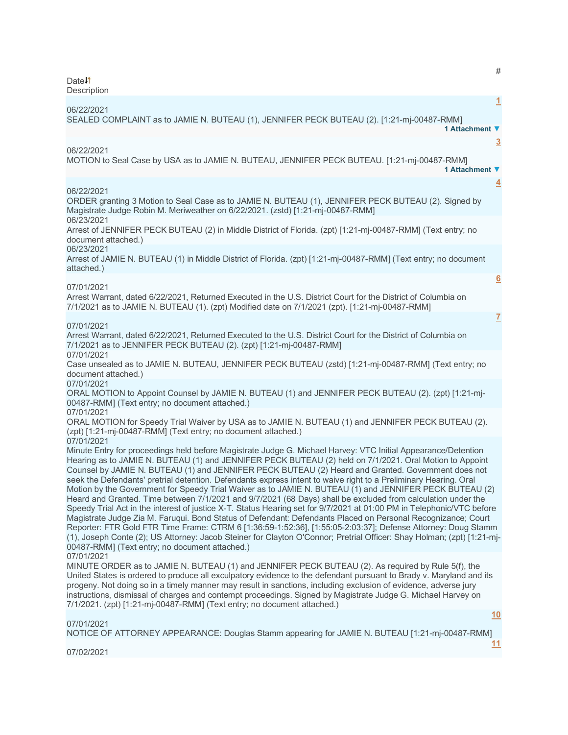| Date↓↑ | # | Description |
| --- | --- | --- |
| 06/22/2021 | 1 | SEALED COMPLAINT as to JAMIE N. BUTEAU (1), JENNIFER PECK BUTEAU (2). [1:21-mj-00487-RMM] 1 Attachment ▼ |
| 06/22/2021 | 3 | MOTION to Seal Case by USA as to JAMIE N. BUTEAU, JENNIFER PECK BUTEAU. [1:21-mj-00487-RMM] 1 Attachment ▼ |
| 06/22/2021 | 4 | ORDER granting 3 Motion to Seal Case as to JAMIE N. BUTEAU (1), JENNIFER PECK BUTEAU (2). Signed by Magistrate Judge Robin M. Meriweather on 6/22/2021. (zstd) [1:21-mj-00487-RMM] |
| 06/23/2021 | | Arrest of JENNIFER PECK BUTEAU (2) in Middle District of Florida. (zpt) [1:21-mj-00487-RMM] (Text entry; no document attached.) |
| 06/23/2021 | | Arrest of JAMIE N. BUTEAU (1) in Middle District of Florida. (zpt) [1:21-mj-00487-RMM] (Text entry; no document attached.) |
| 07/01/2021 | 6 | Arrest Warrant, dated 6/22/2021, Returned Executed in the U.S. District Court for the District of Columbia on 7/1/2021 as to JAMIE N. BUTEAU (1). (zpt) Modified date on 7/1/2021 (zpt). [1:21-mj-00487-RMM] |
| 07/01/2021 | 7 | Arrest Warrant, dated 6/22/2021, Returned Executed to the U.S. District Court for the District of Columbia on 7/1/2021 as to JENNIFER PECK BUTEAU (2). (zpt) [1:21-mj-00487-RMM] |
| 07/01/2021 | | Case unsealed as to JAMIE N. BUTEAU, JENNIFER PECK BUTEAU (zstd) [1:21-mj-00487-RMM] (Text entry; no document attached.) |
| 07/01/2021 | | ORAL MOTION to Appoint Counsel by JAMIE N. BUTEAU (1) and JENNIFER PECK BUTEAU (2). (zpt) [1:21-mj-00487-RMM] (Text entry; no document attached.) |
| 07/01/2021 | | ORAL MOTION for Speedy Trial Waiver by USA as to JAMIE N. BUTEAU (1) and JENNIFER PECK BUTEAU (2). (zpt) [1:21-mj-00487-RMM] (Text entry; no document attached.) |
| 07/01/2021 | | Minute Entry for proceedings held before Magistrate Judge G. Michael Harvey: VTC Initial Appearance/Detention Hearing as to JAMIE N. BUTEAU (1) and JENNIFER PECK BUTEAU (2) held on 7/1/2021. Oral Motion to Appoint Counsel by JAMIE N. BUTEAU (1) and JENNIFER PECK BUTEAU (2) Heard and Granted. Government does not seek the Defendants' pretrial detention. Defendants express intent to waive right to a Preliminary Hearing. Oral Motion by the Government for Speedy Trial Waiver as to JAMIE N. BUTEAU (1) and JENNIFER PECK BUTEAU (2) Heard and Granted. Time between 7/1/2021 and 9/7/2021 (68 Days) shall be excluded from calculation under the Speedy Trial Act in the interest of justice X-T. Status Hearing set for 9/7/2021 at 01:00 PM in Telephonic/VTC before Magistrate Judge Zia M. Faruqui. Bond Status of Defendant: Defendants Placed on Personal Recognizance; Court Reporter: FTR Gold FTR Time Frame: CTRM 6 [1:36:59-1:52:36], [1:55:05-2:03:37]; Defense Attorney: Doug Stamm (1), Joseph Conte (2); US Attorney: Jacob Steiner for Clayton O'Connor; Pretrial Officer: Shay Holman; (zpt) [1:21-mj-00487-RMM] (Text entry; no document attached.) |
| 07/01/2021 | | MINUTE ORDER as to JAMIE N. BUTEAU (1) and JENNIFER PECK BUTEAU (2). As required by Rule 5(f), the United States is ordered to produce all exculpatory evidence to the defendant pursuant to Brady v. Maryland and its progeny. Not doing so in a timely manner may result in sanctions, including exclusion of evidence, adverse jury instructions, dismissal of charges and contempt proceedings. Signed by Magistrate Judge G. Michael Harvey on 7/1/2021. (zpt) [1:21-mj-00487-RMM] (Text entry; no document attached.) |
| 07/01/2021 | 10 | NOTICE OF ATTORNEY APPEARANCE: Douglas Stamm appearing for JAMIE N. BUTEAU [1:21-mj-00487-RMM] |
| 07/02/2021 | 11 | |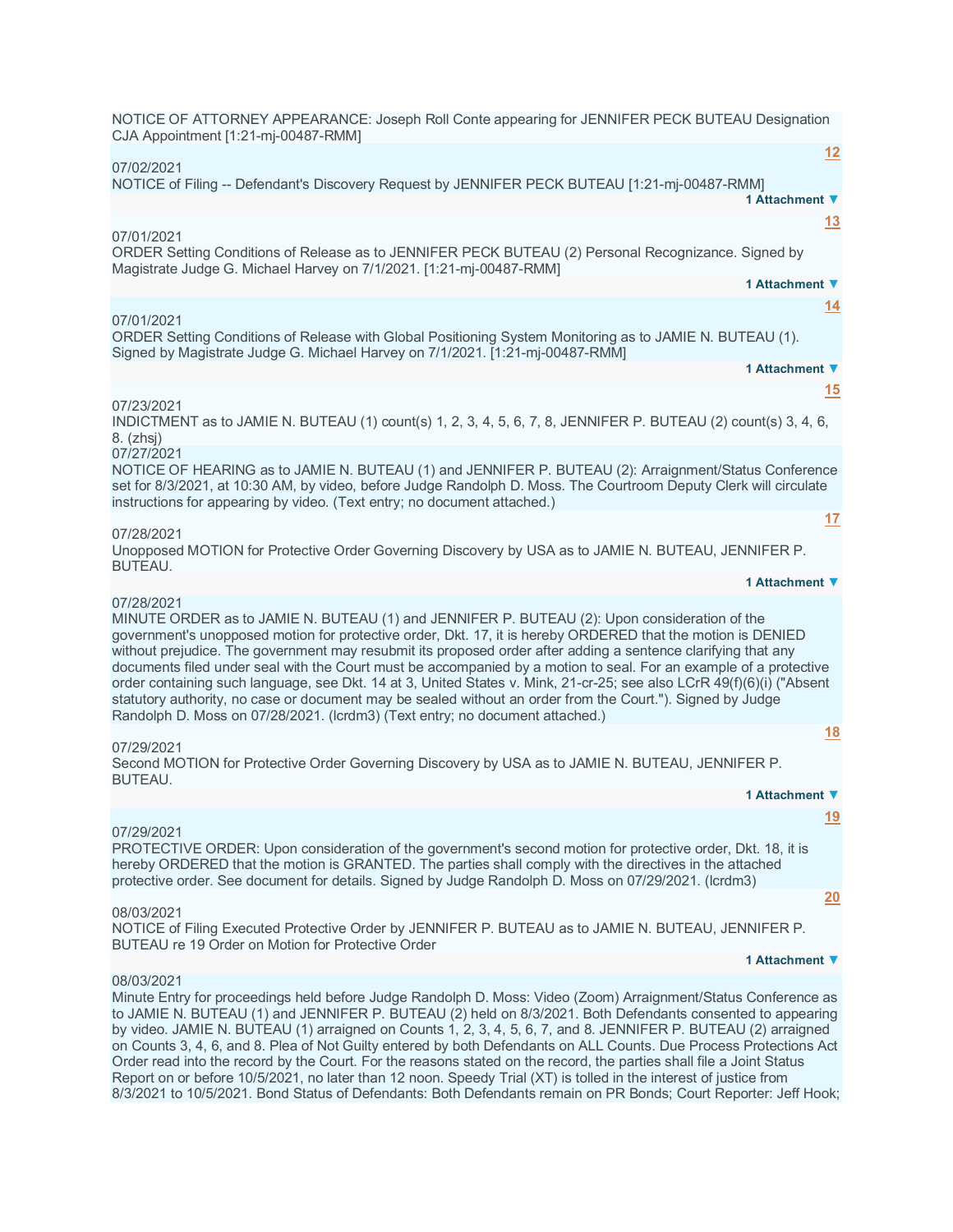NOTICE OF ATTORNEY APPEARANCE: Joseph Roll Conte appearing for JENNIFER PECK BUTEAU Designation CJA Appointment [1:21-mj-00487-RMM]

**12**

07/02/2021

NOTICE of Filing -- Defendant's Discovery Request by JENNIFER PECK BUTEAU [1:21-mj-00487-RMM]

**1 Attachment ▼**

**13**

07/01/2021

ORDER Setting Conditions of Release as to JENNIFER PECK BUTEAU (2) Personal Recognizance. Signed by Magistrate Judge G. Michael Harvey on 7/1/2021. [1:21-mj-00487-RMM]

**1 Attachment ▼**

**14**

07/01/2021

ORDER Setting Conditions of Release with Global Positioning System Monitoring as to JAMIE N. BUTEAU (1). Signed by Magistrate Judge G. Michael Harvey on 7/1/2021. [1:21-mj-00487-RMM]

**1 Attachment ▼**

**15**

07/23/2021

INDICTMENT as to JAMIE N. BUTEAU (1) count(s) 1, 2, 3, 4, 5, 6, 7, 8, JENNIFER P. BUTEAU (2) count(s) 3, 4, 6, 8. (zhsj)

07/27/2021

NOTICE OF HEARING as to JAMIE N. BUTEAU (1) and JENNIFER P. BUTEAU (2): Arraignment/Status Conference set for 8/3/2021, at 10:30 AM, by video, before Judge Randolph D. Moss. The Courtroom Deputy Clerk will circulate instructions for appearing by video. (Text entry; no document attached.)

**17**

07/28/2021

Unopposed MOTION for Protective Order Governing Discovery by USA as to JAMIE N. BUTEAU, JENNIFER P. BUTEAU.

**1 Attachment ▼**

07/28/2021

MINUTE ORDER as to JAMIE N. BUTEAU (1) and JENNIFER P. BUTEAU (2): Upon consideration of the government's unopposed motion for protective order, Dkt. 17, it is hereby ORDERED that the motion is DENIED without prejudice. The government may resubmit its proposed order after adding a sentence clarifying that any documents filed under seal with the Court must be accompanied by a motion to seal. For an example of a protective order containing such language, see Dkt. 14 at 3, United States v. Mink, 21-cr-25; see also LCrR 49(f)(6)(i) ("Absent statutory authority, no case or document may be sealed without an order from the Court."). Signed by Judge Randolph D. Moss on 07/28/2021. (lcrdm3) (Text entry; no document attached.)

**18**

07/29/2021

Second MOTION for Protective Order Governing Discovery by USA as to JAMIE N. BUTEAU, JENNIFER P. BUTEAU.

**1 Attachment ▼**

**19**

07/29/2021

PROTECTIVE ORDER: Upon consideration of the government's second motion for protective order, Dkt. 18, it is hereby ORDERED that the motion is GRANTED. The parties shall comply with the directives in the attached protective order. See document for details. Signed by Judge Randolph D. Moss on 07/29/2021. (lcrdm3)

**20**

08/03/2021

NOTICE of Filing Executed Protective Order by JENNIFER P. BUTEAU as to JAMIE N. BUTEAU, JENNIFER P. BUTEAU re 19 Order on Motion for Protective Order

**1 Attachment ▼**

08/03/2021

Minute Entry for proceedings held before Judge Randolph D. Moss: Video (Zoom) Arraignment/Status Conference as to JAMIE N. BUTEAU (1) and JENNIFER P. BUTEAU (2) held on 8/3/2021. Both Defendants consented to appearing by video. JAMIE N. BUTEAU (1) arraigned on Counts 1, 2, 3, 4, 5, 6, 7, and 8. JENNIFER P. BUTEAU (2) arraigned on Counts 3, 4, 6, and 8. Plea of Not Guilty entered by both Defendants on ALL Counts. Due Process Protections Act Order read into the record by the Court. For the reasons stated on the record, the parties shall file a Joint Status Report on or before 10/5/2021, no later than 12 noon. Speedy Trial (XT) is tolled in the interest of justice from 8/3/2021 to 10/5/2021. Bond Status of Defendants: Both Defendants remain on PR Bonds; Court Reporter: Jeff Hook;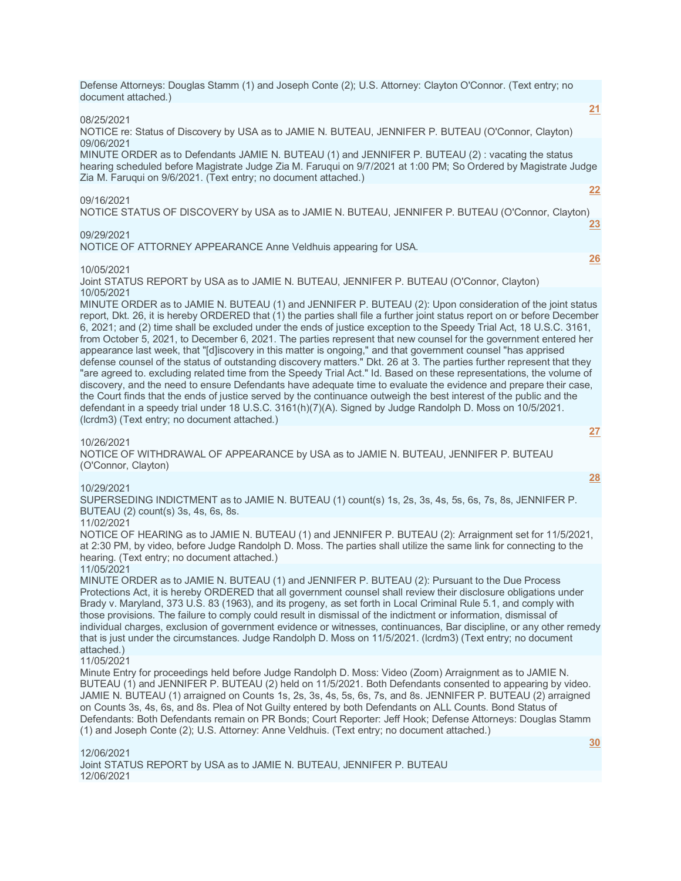Defense Attorneys: Douglas Stamm (1) and Joseph Conte (2); U.S. Attorney: Clayton O'Connor. (Text entry; no document attached.)

21

08/25/2021
NOTICE re: Status of Discovery by USA as to JAMIE N. BUTEAU, JENNIFER P. BUTEAU (O'Connor, Clayton)

09/06/2021
MINUTE ORDER as to Defendants JAMIE N. BUTEAU (1) and JENNIFER P. BUTEAU (2) : vacating the status hearing scheduled before Magistrate Judge Zia M. Faruqui on 9/7/2021 at 1:00 PM; So Ordered by Magistrate Judge Zia M. Faruqui on 9/6/2021. (Text entry; no document attached.)

22

09/16/2021
NOTICE STATUS OF DISCOVERY by USA as to JAMIE N. BUTEAU, JENNIFER P. BUTEAU (O'Connor, Clayton)

23

09/29/2021
NOTICE OF ATTORNEY APPEARANCE Anne Veldhuis appearing for USA.

26

10/05/2021
Joint STATUS REPORT by USA as to JAMIE N. BUTEAU, JENNIFER P. BUTEAU (O'Connor, Clayton)

10/05/2021
MINUTE ORDER as to JAMIE N. BUTEAU (1) and JENNIFER P. BUTEAU (2): Upon consideration of the joint status report, Dkt. 26, it is hereby ORDERED that (1) the parties shall file a further joint status report on or before December 6, 2021; and (2) time shall be excluded under the ends of justice exception to the Speedy Trial Act, 18 U.S.C. 3161, from October 5, 2021, to December 6, 2021. The parties represent that new counsel for the government entered her appearance last week, that "[d]iscovery in this matter is ongoing," and that government counsel "has apprised defense counsel of the status of outstanding discovery matters." Dkt. 26 at 3. The parties further represent that they "are agreed to. excluding related time from the Speedy Trial Act." Id. Based on these representations, the volume of discovery, and the need to ensure Defendants have adequate time to evaluate the evidence and prepare their case, the Court finds that the ends of justice served by the continuance outweigh the best interest of the public and the defendant in a speedy trial under 18 U.S.C. 3161(h)(7)(A). Signed by Judge Randolph D. Moss on 10/5/2021. (lcrdm3) (Text entry; no document attached.)

27

10/26/2021
NOTICE OF WITHDRAWAL OF APPEARANCE by USA as to JAMIE N. BUTEAU, JENNIFER P. BUTEAU (O'Connor, Clayton)

28

10/29/2021
SUPERSEDING INDICTMENT as to JAMIE N. BUTEAU (1) count(s) 1s, 2s, 3s, 4s, 5s, 6s, 7s, 8s, JENNIFER P. BUTEAU (2) count(s) 3s, 4s, 6s, 8s.

11/02/2021
NOTICE OF HEARING as to JAMIE N. BUTEAU (1) and JENNIFER P. BUTEAU (2): Arraignment set for 11/5/2021, at 2:30 PM, by video, before Judge Randolph D. Moss. The parties shall utilize the same link for connecting to the hearing. (Text entry; no document attached.)

11/05/2021
MINUTE ORDER as to JAMIE N. BUTEAU (1) and JENNIFER P. BUTEAU (2): Pursuant to the Due Process Protections Act, it is hereby ORDERED that all government counsel shall review their disclosure obligations under Brady v. Maryland, 373 U.S. 83 (1963), and its progeny, as set forth in Local Criminal Rule 5.1, and comply with those provisions. The failure to comply could result in dismissal of the indictment or information, dismissal of individual charges, exclusion of government evidence or witnesses, continuances, Bar discipline, or any other remedy that is just under the circumstances. Judge Randolph D. Moss on 11/5/2021. (lcrdm3) (Text entry; no document attached.)

11/05/2021
Minute Entry for proceedings held before Judge Randolph D. Moss: Video (Zoom) Arraignment as to JAMIE N. BUTEAU (1) and JENNIFER P. BUTEAU (2) held on 11/5/2021. Both Defendants consented to appearing by video. JAMIE N. BUTEAU (1) arraigned on Counts 1s, 2s, 3s, 4s, 5s, 6s, 7s, and 8s. JENNIFER P. BUTEAU (2) arraigned on Counts 3s, 4s, 6s, and 8s. Plea of Not Guilty entered by both Defendants on ALL Counts. Bond Status of Defendants: Both Defendants remain on PR Bonds; Court Reporter: Jeff Hook; Defense Attorneys: Douglas Stamm (1) and Joseph Conte (2); U.S. Attorney: Anne Veldhuis. (Text entry; no document attached.)

30

12/06/2021
Joint STATUS REPORT by USA as to JAMIE N. BUTEAU, JENNIFER P. BUTEAU

12/06/2021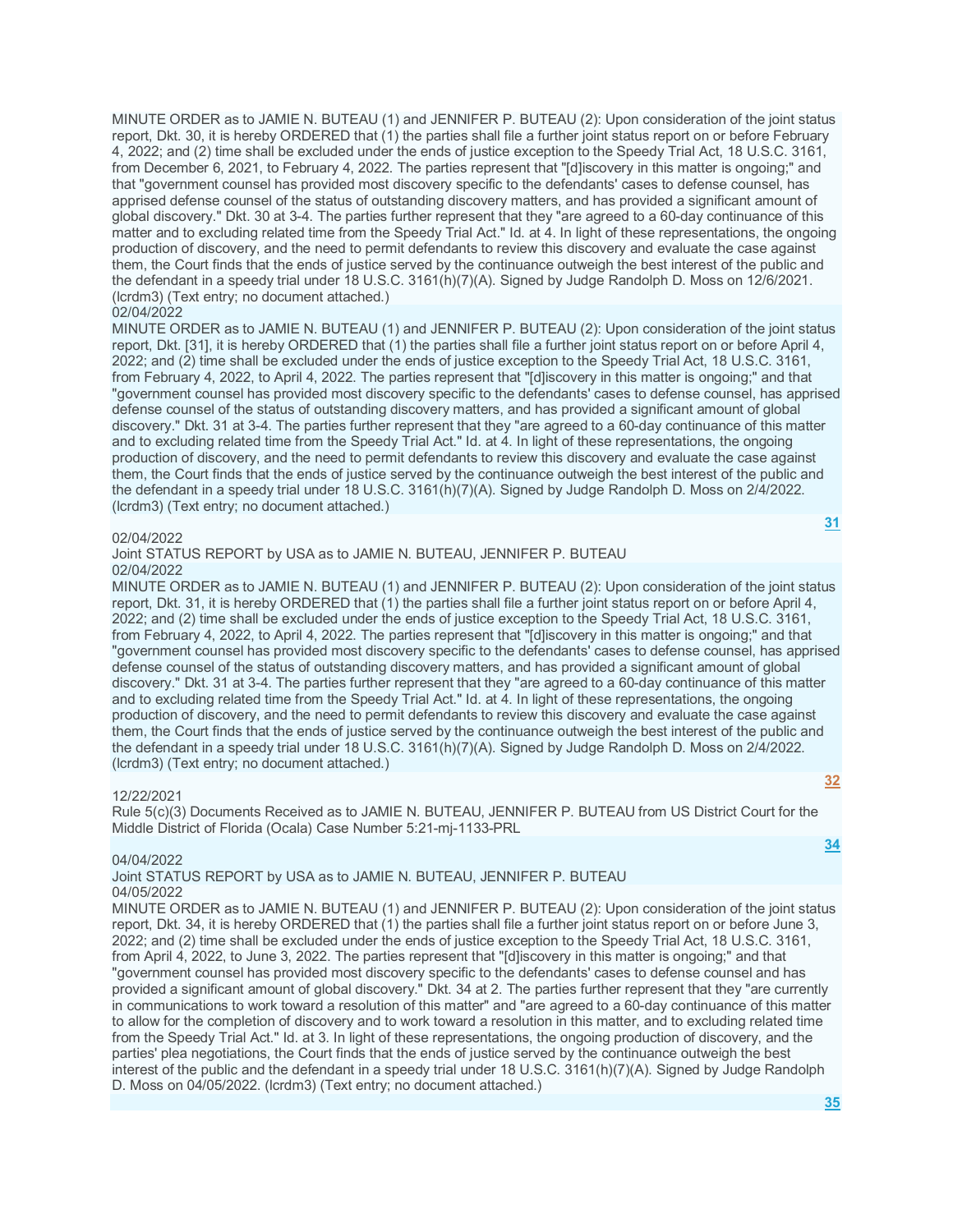MINUTE ORDER as to JAMIE N. BUTEAU (1) and JENNIFER P. BUTEAU (2): Upon consideration of the joint status report, Dkt. 30, it is hereby ORDERED that (1) the parties shall file a further joint status report on or before February 4, 2022; and (2) time shall be excluded under the ends of justice exception to the Speedy Trial Act, 18 U.S.C. 3161, from December 6, 2021, to February 4, 2022. The parties represent that "[d]iscovery in this matter is ongoing;" and that "government counsel has provided most discovery specific to the defendants' cases to defense counsel, has apprised defense counsel of the status of outstanding discovery matters, and has provided a significant amount of global discovery." Dkt. 30 at 3-4. The parties further represent that they "are agreed to a 60-day continuance of this matter and to excluding related time from the Speedy Trial Act." Id. at 4. In light of these representations, the ongoing production of discovery, and the need to permit defendants to review this discovery and evaluate the case against them, the Court finds that the ends of justice served by the continuance outweigh the best interest of the public and the defendant in a speedy trial under 18 U.S.C. 3161(h)(7)(A). Signed by Judge Randolph D. Moss on 12/6/2021. (lcrdm3) (Text entry; no document attached.)

02/04/2022

MINUTE ORDER as to JAMIE N. BUTEAU (1) and JENNIFER P. BUTEAU (2): Upon consideration of the joint status report, Dkt. [31], it is hereby ORDERED that (1) the parties shall file a further joint status report on or before April 4, 2022; and (2) time shall be excluded under the ends of justice exception to the Speedy Trial Act, 18 U.S.C. 3161, from February 4, 2022, to April 4, 2022. The parties represent that "[d]iscovery in this matter is ongoing;" and that "government counsel has provided most discovery specific to the defendants' cases to defense counsel, has apprised defense counsel of the status of outstanding discovery matters, and has provided a significant amount of global discovery." Dkt. 31 at 3-4. The parties further represent that they "are agreed to a 60-day continuance of this matter and to excluding related time from the Speedy Trial Act." Id. at 4. In light of these representations, the ongoing production of discovery, and the need to permit defendants to review this discovery and evaluate the case against them, the Court finds that the ends of justice served by the continuance outweigh the best interest of the public and the defendant in a speedy trial under 18 U.S.C. 3161(h)(7)(A). Signed by Judge Randolph D. Moss on 2/4/2022. (lcrdm3) (Text entry; no document attached.)

31

02/04/2022

Joint STATUS REPORT by USA as to JAMIE N. BUTEAU, JENNIFER P. BUTEAU

02/04/2022

MINUTE ORDER as to JAMIE N. BUTEAU (1) and JENNIFER P. BUTEAU (2): Upon consideration of the joint status report, Dkt. 31, it is hereby ORDERED that (1) the parties shall file a further joint status report on or before April 4, 2022; and (2) time shall be excluded under the ends of justice exception to the Speedy Trial Act, 18 U.S.C. 3161, from February 4, 2022, to April 4, 2022. The parties represent that "[d]iscovery in this matter is ongoing;" and that "government counsel has provided most discovery specific to the defendants' cases to defense counsel, has apprised defense counsel of the status of outstanding discovery matters, and has provided a significant amount of global discovery." Dkt. 31 at 3-4. The parties further represent that they "are agreed to a 60-day continuance of this matter and to excluding related time from the Speedy Trial Act." Id. at 4. In light of these representations, the ongoing production of discovery, and the need to permit defendants to review this discovery and evaluate the case against them, the Court finds that the ends of justice served by the continuance outweigh the best interest of the public and the defendant in a speedy trial under 18 U.S.C. 3161(h)(7)(A). Signed by Judge Randolph D. Moss on 2/4/2022. (lcrdm3) (Text entry; no document attached.)

32

12/22/2021

Rule 5(c)(3) Documents Received as to JAMIE N. BUTEAU, JENNIFER P. BUTEAU from US District Court for the Middle District of Florida (Ocala) Case Number 5:21-mj-1133-PRL

34

04/04/2022

Joint STATUS REPORT by USA as to JAMIE N. BUTEAU, JENNIFER P. BUTEAU

04/05/2022

MINUTE ORDER as to JAMIE N. BUTEAU (1) and JENNIFER P. BUTEAU (2): Upon consideration of the joint status report, Dkt. 34, it is hereby ORDERED that (1) the parties shall file a further joint status report on or before June 3, 2022; and (2) time shall be excluded under the ends of justice exception to the Speedy Trial Act, 18 U.S.C. 3161, from April 4, 2022, to June 3, 2022. The parties represent that "[d]iscovery in this matter is ongoing;" and that "government counsel has provided most discovery specific to the defendants' cases to defense counsel and has provided a significant amount of global discovery." Dkt. 34 at 2. The parties further represent that they "are currently in communications to work toward a resolution of this matter" and "are agreed to a 60-day continuance of this matter to allow for the completion of discovery and to work toward a resolution in this matter, and to excluding related time from the Speedy Trial Act." Id. at 3. In light of these representations, the ongoing production of discovery, and the parties' plea negotiations, the Court finds that the ends of justice served by the continuance outweigh the best interest of the public and the defendant in a speedy trial under 18 U.S.C. 3161(h)(7)(A). Signed by Judge Randolph D. Moss on 04/05/2022. (lcrdm3) (Text entry; no document attached.)

35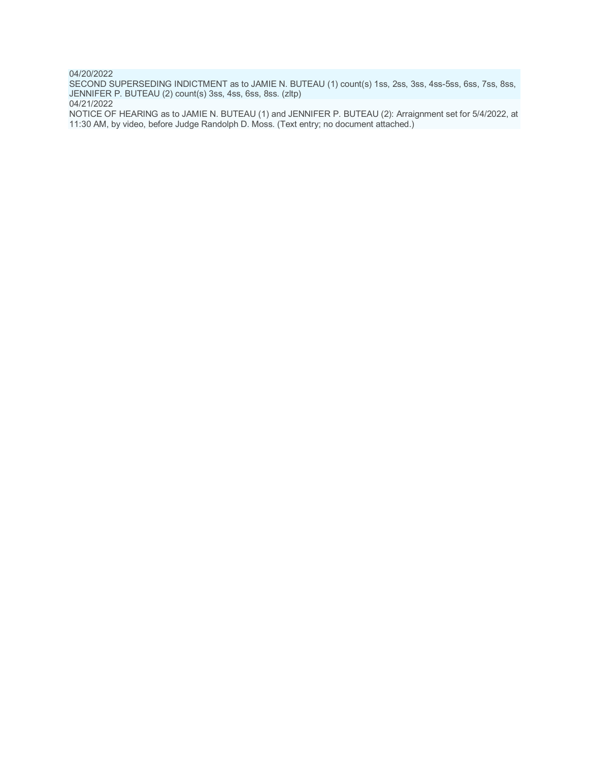04/20/2022

SECOND SUPERSEDING INDICTMENT as to JAMIE N. BUTEAU (1) count(s) 1ss, 2ss, 3ss, 4ss-5ss, 6ss, 7ss, 8ss, JENNIFER P. BUTEAU (2) count(s) 3ss, 4ss, 6ss, 8ss. (zltp)

04/21/2022

NOTICE OF HEARING as to JAMIE N. BUTEAU (1) and JENNIFER P. BUTEAU (2): Arraignment set for 5/4/2022, at 11:30 AM, by video, before Judge Randolph D. Moss. (Text entry; no document attached.)